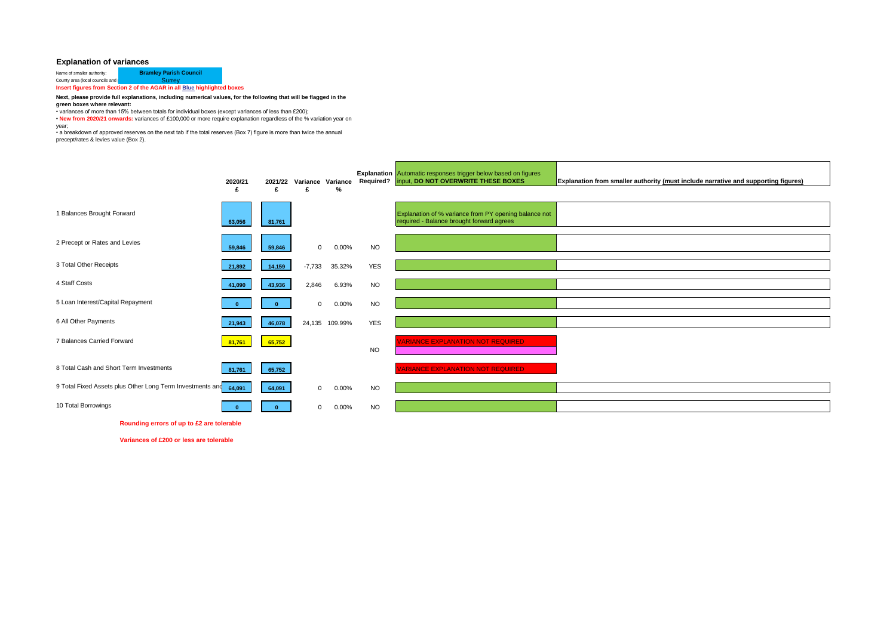## Explanation of variances

Name of smaller authority: **Bramley Parish Council**

County area (local councils and (...): Surrey

**Insert figures from Section 2 of the AGAR in all Blue highlighted boxes**

**Next, please provide full explanations, including numerical values, for the following that will be flagged in the green boxes where relevant:**

- variances of more than 15% between totals for individual boxes (except variances of less than £200);
- **New from 2020/21 onwards:** variances of £100,000 or more require explanation regardless of the % variation year on year;
- a breakdown of approved reserves on the next tab if the total reserves (Box 7) figure is more than twice the annual precept/rates & levies value (Box 2).

| | 2020/21 £ | 2021/22 £ | Variance £ | Variance % | Explanation Required? | Automatic responses trigger below based on figures input, **DO NOT OVERWRITE THESE BOXES** | Explanation from smaller authority (must include narrative and supporting figures) |
|---|---|---|---|---|---|---|---|
| 1 Balances Brought Forward | 63,056 | 81,761 | | | | Explanation of % variance from PY opening balance not required - Balance brought forward agrees | |
| 2 Precept or Rates and Levies | 59,846 | 59,846 | 0 | 0.00% | NO | | |
| 3 Total Other Receipts | 21,892 | 14,159 | -7,733 | 35.32% | YES | | |
| 4 Staff Costs | 41,090 | 43,936 | 2,846 | 6.93% | NO | | |
| 5 Loan Interest/Capital Repayment | 0 | 0 | 0 | 0.00% | NO | | |
| 6 All Other Payments | 21,943 | 46,078 | 24,135 | 109.99% | YES | | |
| 7 Balances Carried Forward | 81,761 | 65,752 | | | NO | VARIANCE EXPLANATION NOT REQUIRED | |
| 8 Total Cash and Short Term Investments | 81,761 | 65,752 | | | | VARIANCE EXPLANATION NOT REQUIRED | |
| 9 Total Fixed Assets plus Other Long Term Investments and | 64,091 | 64,091 | 0 | 0.00% | NO | | |
| 10 Total Borrowings | 0 | 0 | 0 | 0.00% | NO | | |

**Rounding errors of up to £2 are tolerable**

**Variances of £200 or less are tolerable**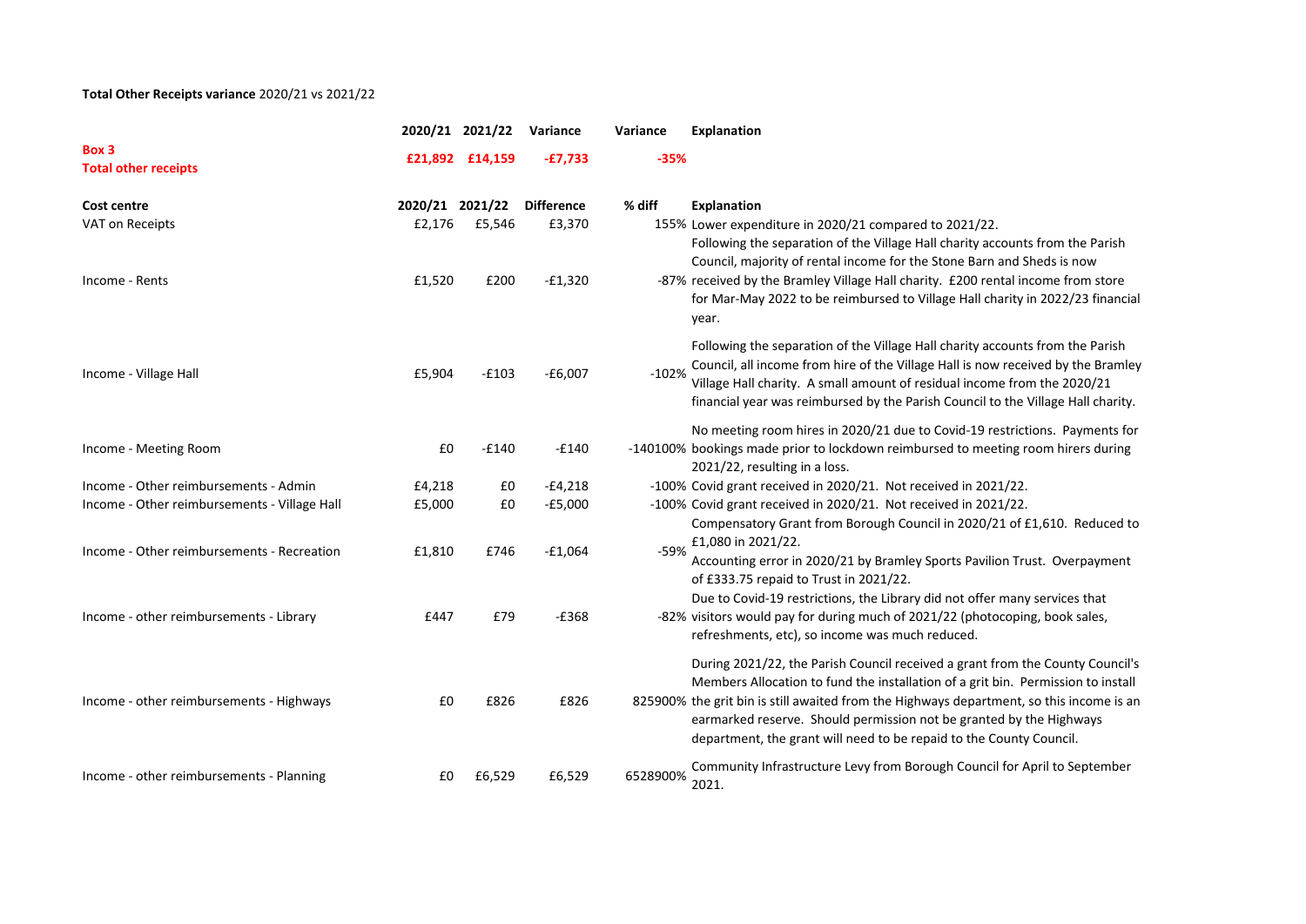**Total Other Receipts variance** 2020/21 vs 2021/22

| | 2020/21 | 2021/22 | Variance | Variance | Explanation |
|---|---|---|---|---|---|
| **Box 3**<br>**Total other receipts** | **£21,892** | **£14,159** | **-£7,733** | **-35%** | |

| Cost centre | 2020/21 | 2021/22 | Difference | % diff | Explanation |
|---|---|---|---|---|---|
| VAT on Receipts | £2,176 | £5,546 | £3,370 | 155% | Lower expenditure in 2020/21 compared to 2021/22. |
| Income - Rents | £1,520 | £200 | -£1,320 | -87% | Following the separation of the Village Hall charity accounts from the Parish Council, majority of rental income for the Stone Barn and Sheds is now received by the Bramley Village Hall charity. £200 rental income from store for Mar-May 2022 to be reimbursed to Village Hall charity in 2022/23 financial year. |
| Income - Village Hall | £5,904 | -£103 | -£6,007 | -102% | Following the separation of the Village Hall charity accounts from the Parish Council, all income from hire of the Village Hall is now received by the Bramley Village Hall charity. A small amount of residual income from the 2020/21 financial year was reimbursed by the Parish Council to the Village Hall charity. |
| Income - Meeting Room | £0 | -£140 | -£140 | -140100% | No meeting room hires in 2020/21 due to Covid-19 restrictions. Payments for bookings made prior to lockdown reimbursed to meeting room hirers during 2021/22, resulting in a loss. |
| Income - Other reimbursements - Admin | £4,218 | £0 | -£4,218 | -100% | Covid grant received in 2020/21. Not received in 2021/22. |
| Income - Other reimbursements - Village Hall | £5,000 | £0 | -£5,000 | -100% | Covid grant received in 2020/21. Not received in 2021/22. |
| Income - Other reimbursements - Recreation | £1,810 | £746 | -£1,064 | -59% | Compensatory Grant from Borough Council in 2020/21 of £1,610. Reduced to £1,080 in 2021/22.<br>Accounting error in 2020/21 by Bramley Sports Pavilion Trust. Overpayment of £333.75 repaid to Trust in 2021/22. |
| Income - other reimbursements - Library | £447 | £79 | -£368 | -82% | Due to Covid-19 restrictions, the Library did not offer many services that visitors would pay for during much of 2021/22 (photocoping, book sales, refreshments, etc), so income was much reduced. |
| Income - other reimbursements - Highways | £0 | £826 | £826 | 825900% | During 2021/22, the Parish Council received a grant from the County Council's Members Allocation to fund the installation of a grit bin. Permission to install the grit bin is still awaited from the Highways department, so this income is an earmarked reserve. Should permission not be granted by the Highways department, the grant will need to be repaid to the County Council. |
| Income - other reimbursements - Planning | £0 | £6,529 | £6,529 | 6528900% | Community Infrastructure Levy from Borough Council for April to September 2021. |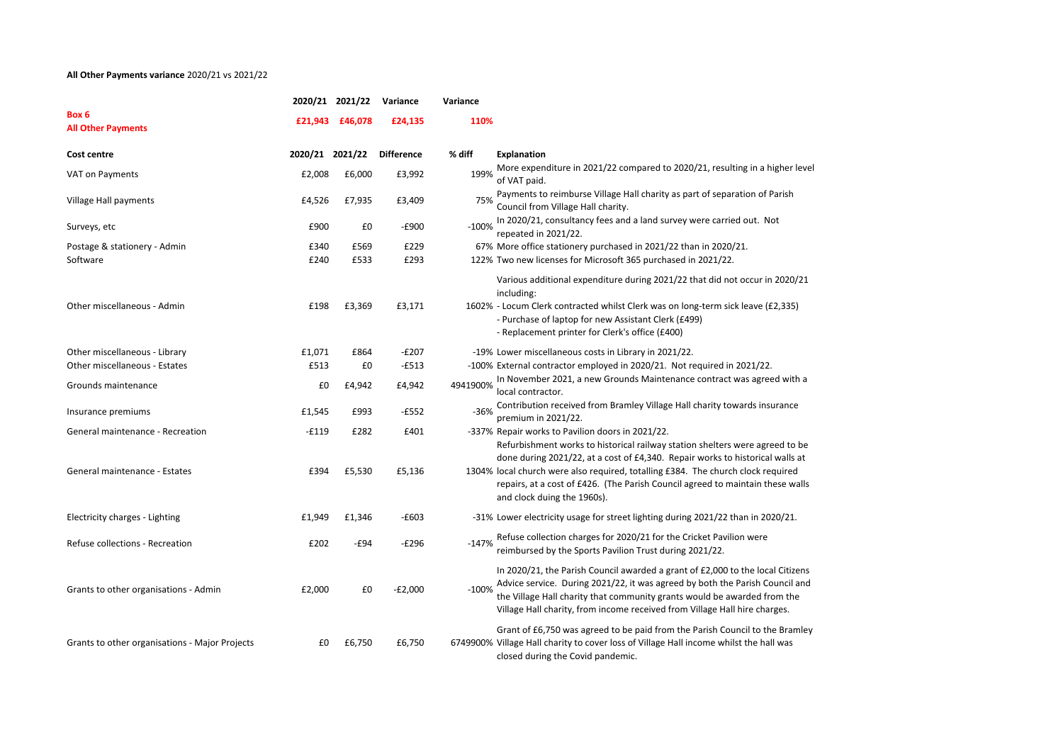**All Other Payments variance** 2020/21 vs 2021/22

| | 2020/21 | 2021/22 | Variance | Variance |
|---|---|---|---|---|
| **Box 6**<br>**All Other Payments** | **£21,943** | **£46,078** | **£24,135** | **110%** |

| Cost centre | 2020/21 | 2021/22 | Difference | % diff | Explanation |
|---|---|---|---|---|---|
| VAT on Payments | £2,008 | £6,000 | £3,992 | 199% | More expenditure in 2021/22 compared to 2020/21, resulting in a higher level of VAT paid. |
| Village Hall payments | £4,526 | £7,935 | £3,409 | 75% | Payments to reimburse Village Hall charity as part of separation of Parish Council from Village Hall charity. |
| Surveys, etc | £900 | £0 | -£900 | -100% | In 2020/21, consultancy fees and a land survey were carried out. Not repeated in 2021/22. |
| Postage & stationery - Admin | £340 | £569 | £229 | 67% | More office stationery purchased in 2021/22 than in 2020/21. |
| Software | £240 | £533 | £293 | 122% | Two new licenses for Microsoft 365 purchased in 2021/22. |
| Other miscellaneous - Admin | £198 | £3,369 | £3,171 | 1602% | Various additional expenditure during 2021/22 that did not occur in 2020/21 including:<br>- Locum Clerk contracted whilst Clerk was on long-term sick leave (£2,335)<br>- Purchase of laptop for new Assistant Clerk (£499)<br>- Replacement printer for Clerk's office (£400) |
| Other miscellaneous - Library | £1,071 | £864 | -£207 | -19% | Lower miscellaneous costs in Library in 2021/22. |
| Other miscellaneous - Estates | £513 | £0 | -£513 | -100% | External contractor employed in 2020/21. Not required in 2021/22. |
| Grounds maintenance | £0 | £4,942 | £4,942 | 4941900% | In November 2021, a new Grounds Maintenance contract was agreed with a local contractor. |
| Insurance premiums | £1,545 | £993 | -£552 | -36% | Contribution received from Bramley Village Hall charity towards insurance premium in 2021/22. |
| General maintenance - Recreation | -£119 | £282 | £401 | -337% | Repair works to Pavilion doors in 2021/22. |
| General maintenance - Estates | £394 | £5,530 | £5,136 | 1304% | Refurbishment works to historical railway station shelters were agreed to be done during 2021/22, at a cost of £4,340. Repair works to historical walls at local church were also required, totalling £384. The church clock required repairs, at a cost of £426. (The Parish Council agreed to maintain these walls and clock duing the 1960s). |
| Electricity charges - Lighting | £1,949 | £1,346 | -£603 | -31% | Lower electricity usage for street lighting during 2021/22 than in 2020/21. |
| Refuse collections - Recreation | £202 | -£94 | -£296 | -147% | Refuse collection charges for 2020/21 for the Cricket Pavilion were reimbursed by the Sports Pavilion Trust during 2021/22. |
| Grants to other organisations - Admin | £2,000 | £0 | -£2,000 | -100% | In 2020/21, the Parish Council awarded a grant of £2,000 to the local Citizens Advice service. During 2021/22, it was agreed by both the Parish Council and the Village Hall charity that community grants would be awarded from the Village Hall charity, from income received from Village Hall hire charges. |
| Grants to other organisations - Major Projects | £0 | £6,750 | £6,750 | 6749900% | Grant of £6,750 was agreed to be paid from the Parish Council to the Bramley Village Hall charity to cover loss of Village Hall income whilst the hall was closed during the Covid pandemic. |